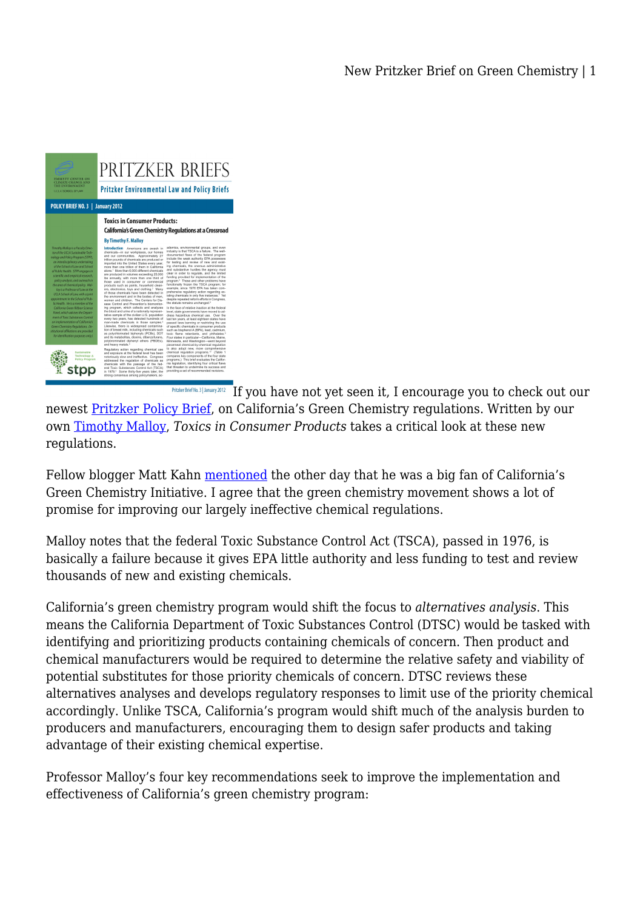Pritzker Brief No. 3 | January 2012 If you have not yet seen it, I encourage you to check out our newest Pritzker Policy Brief, on California's Green Chemistry regulations. Written by our own Timothy Malloy, *Toxics in Consumer Products* takes a critical look at these new regulations.

Fellow blogger Matt Kahn mentioned the other day that he was a big fan of California's Green Chemistry Initiative. I agree that the green chemistry movement shows a lot of promise for improving our largely ineffective chemical regulations.

Malloy notes that the federal Toxic Substance Control Act (TSCA), passed in 1976, is basically a failure because it gives EPA little authority and less funding to test and review thousands of new and existing chemicals.

California's green chemistry program would shift the focus to *alternatives analysis*. This means the California Department of Toxic Substances Control (DTSC) would be tasked with identifying and prioritizing products containing chemicals of concern. Then product and chemical manufacturers would be required to determine the relative safety and viability of potential substitutes for those priority chemicals of concern. DTSC reviews these alternatives analyses and develops regulatory responses to limit use of the priority chemical accordingly. Unlike TSCA, California's program would shift much of the analysis burden to producers and manufacturers, encouraging them to design safer products and taking advantage of their existing chemical expertise.

Professor Malloy's four key recommendations seek to improve the implementation and effectiveness of California's green chemistry program: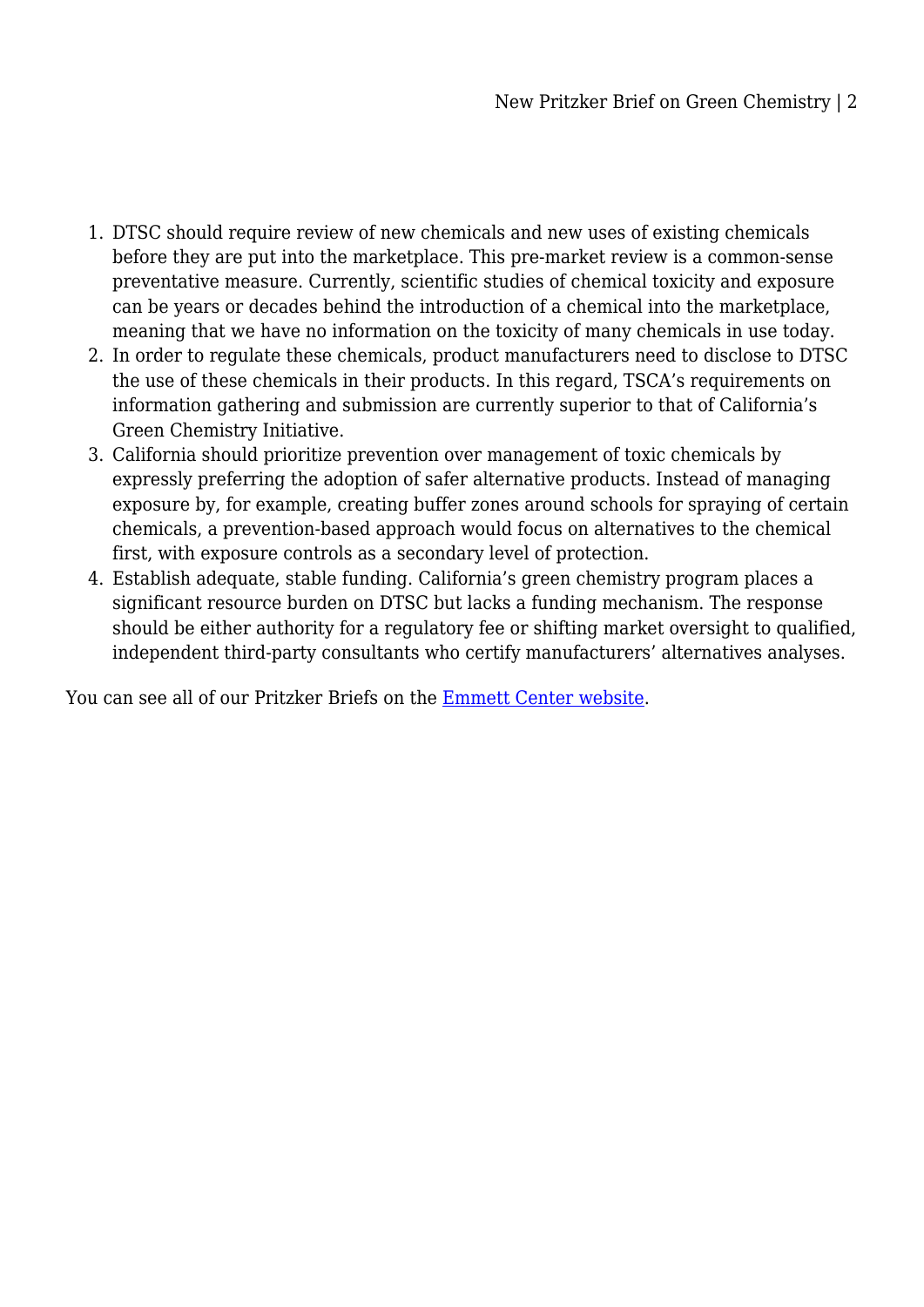1. DTSC should require review of new chemicals and new uses of existing chemicals before they are put into the marketplace. This pre-market review is a common-sense preventative measure. Currently, scientific studies of chemical toxicity and exposure can be years or decades behind the introduction of a chemical into the marketplace, meaning that we have no information on the toxicity of many chemicals in use today.
2. In order to regulate these chemicals, product manufacturers need to disclose to DTSC the use of these chemicals in their products. In this regard, TSCA's requirements on information gathering and submission are currently superior to that of California's Green Chemistry Initiative.
3. California should prioritize prevention over management of toxic chemicals by expressly preferring the adoption of safer alternative products. Instead of managing exposure by, for example, creating buffer zones around schools for spraying of certain chemicals, a prevention-based approach would focus on alternatives to the chemical first, with exposure controls as a secondary level of protection.
4. Establish adequate, stable funding. California's green chemistry program places a significant resource burden on DTSC but lacks a funding mechanism. The response should be either authority for a regulatory fee or shifting market oversight to qualified, independent third-party consultants who certify manufacturers' alternatives analyses.

You can see all of our Pritzker Briefs on the Emmett Center website.